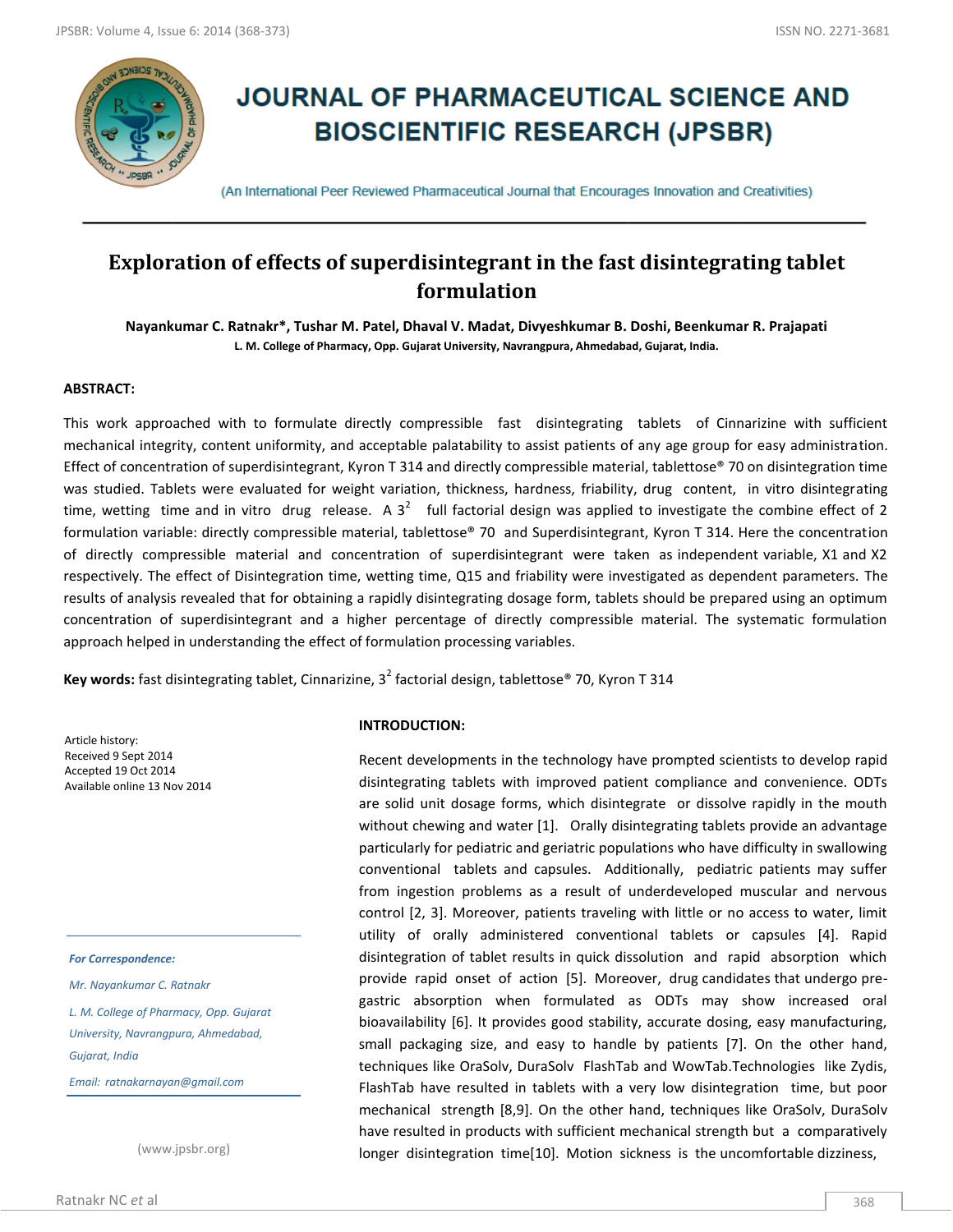# JOURNAL OF PHARMACEUTICAL SCIENCE AND BIOSCIENTIFIC RESEARCH (JPSBR)

(An International Peer Reviewed Pharmaceutical Journal that Encourages Innovation and Creativities)

## Exploration of effects of superdisintegrant in the fast disintegrating tablet formulation

**Nayankumar C. Ratnakr\*, Tushar M. Patel, Dhaval V. Madat, Divyeshkumar B. Doshi, Beenkumar R. Prajapati**

**L. M. College of Pharmacy, Opp. Gujarat University, Navrangpura, Ahmedabad, Gujarat, India.**

### ABSTRACT:

This work approached with to formulate directly compressible fast disintegrating tablets of Cinnarizine with sufficient mechanical integrity, content uniformity, and acceptable palatability to assist patients of any age group for easy administration. Effect of concentration of superdisintegrant, Kyron T 314 and directly compressible material, tablettose® 70 on disintegration time was studied. Tablets were evaluated for weight variation, thickness, hardness, friability, drug content, in vitro disintegrating time, wetting time and in vitro drug release. A $3^2$ full factorial design was applied to investigate the combine effect of 2 formulation variable: directly compressible material, tablettose® 70 and Superdisintegrant, Kyron T 314. Here the concentration of directly compressible material and concentration of superdisintegrant were taken as independent variable, X1 and X2 respectively. The effect of Disintegration time, wetting time, Q15 and friability were investigated as dependent parameters. The results of analysis revealed that for obtaining a rapidly disintegrating dosage form, tablets should be prepared using an optimum concentration of superdisintegrant and a higher percentage of directly compressible material. The systematic formulation approach helped in understanding the effect of formulation processing variables.

**Key words:** fast disintegrating tablet, Cinnarizine, $3^2$ factorial design, tablettose® 70, Kyron T 314

Article history:
Received 9 Sept 2014
Accepted 19 Oct 2014
Available online 13 Nov 2014

*For Correspondence:*

*Mr. Nayankumar C. Ratnakr*

*L. M. College of Pharmacy, Opp. Gujarat University, Navrangpura, Ahmedabad, Gujarat, India*

*Email: ratnakarnayan@gmail.com*

(www.jpsbr.org)

### INTRODUCTION:

Recent developments in the technology have prompted scientists to develop rapid disintegrating tablets with improved patient compliance and convenience. ODTs are solid unit dosage forms, which disintegrate or dissolve rapidly in the mouth without chewing and water [1]. Orally disintegrating tablets provide an advantage particularly for pediatric and geriatric populations who have difficulty in swallowing conventional tablets and capsules. Additionally, pediatric patients may suffer from ingestion problems as a result of underdeveloped muscular and nervous control [2, 3]. Moreover, patients traveling with little or no access to water, limit utility of orally administered conventional tablets or capsules [4]. Rapid disintegration of tablet results in quick dissolution and rapid absorption which provide rapid onset of action [5]. Moreover, drug candidates that undergo pre-gastric absorption when formulated as ODTs may show increased oral bioavailability [6]. It provides good stability, accurate dosing, easy manufacturing, small packaging size, and easy to handle by patients [7]. On the other hand, techniques like OraSolv, DuraSolv FlashTab and WowTab.Technologies like Zydis, FlashTab have resulted in tablets with a very low disintegration time, but poor mechanical strength [8,9]. On the other hand, techniques like OraSolv, DuraSolv have resulted in products with sufficient mechanical strength but a comparatively longer disintegration time[10]. Motion sickness is the uncomfortable dizziness,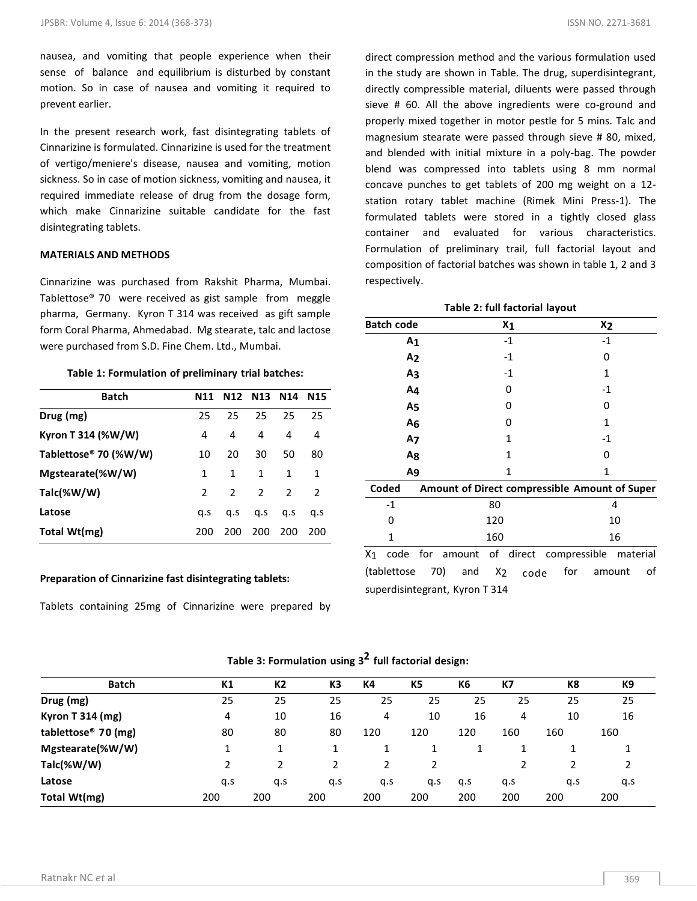nausea, and vomiting that people experience when their sense of balance and equilibrium is disturbed by constant motion. So in case of nausea and vomiting it required to prevent earlier.

In the present research work, fast disintegrating tablets of Cinnarizine is formulated. Cinnarizine is used for the treatment of vertigo/meniere's disease, nausea and vomiting, motion sickness. So in case of motion sickness, vomiting and nausea, it required immediate release of drug from the dosage form, which make Cinnarizine suitable candidate for the fast disintegrating tablets.

**MATERIALS AND METHODS**

Cinnarizine was purchased from Rakshit Pharma, Mumbai. Tablettose® 70 were received as gist sample from meggle pharma, Germany. Kyron T 314 was received as gift sample form Coral Pharma, Ahmedabad. Mg stearate, talc and lactose were purchased from S.D. Fine Chem. Ltd., Mumbai.

**Table 1: Formulation of preliminary trial batches:**

| Batch | N11 | N12 | N13 | N14 | N15 |
|---|---|---|---|---|---|
| **Drug (mg)** | 25 | 25 | 25 | 25 | 25 |
| **Kyron T 314 (%W/W)** | 4 | 4 | 4 | 4 | 4 |
| **Tablettose® 70 (%W/W)** | 10 | 20 | 30 | 50 | 80 |
| **Mgstearate(%W/W)** | 1 | 1 | 1 | 1 | 1 |
| **Talc(%W/W)** | 2 | 2 | 2 | 2 | 2 |
| **Latose** | q.s | q.s | q.s | q.s | q.s |
| **Total Wt(mg)** | 200 | 200 | 200 | 200 | 200 |

**Preparation of Cinnarizine fast disintegrating tablets:**

Tablets containing 25mg of Cinnarizine were prepared by direct compression method and the various formulation used in the study are shown in Table. The drug, superdisintegrant, directly compressible material, diluents were passed through sieve # 60. All the above ingredients were co-ground and properly mixed together in motor pestle for 5 mins. Talc and magnesium stearate were passed through sieve # 80, mixed, and blended with initial mixture in a poly-bag. The powder blend was compressed into tablets using 8 mm normal concave punches to get tablets of 200 mg weight on a 12-station rotary tablet machine (Rimek Mini Press-1). The formulated tablets were stored in a tightly closed glass container and evaluated for various characteristics. Formulation of preliminary trail, full factorial layout and composition of factorial batches was shown in table 1, 2 and 3 respectively.

**Table 2: full factorial layout**

| Batch code | $X_1$ | $X_2$ |
|---|---|---|
| $A_1$ | -1 | -1 |
| $A_2$ | -1 | 0 |
| $A_3$ | -1 | 1 |
| $A_4$ | 0 | -1 |
| $A_5$ | 0 | 0 |
| $A_6$ | 0 | 1 |
| $A_7$ | 1 | -1 |
| $A_8$ | 1 | 0 |
| $A_9$ | 1 | 1 |
| **Coded** | **Amount of Direct compressible** | **Amount of Super** |
| -1 | 80 | 4 |
| 0 | 120 | 10 |
| 1 | 160 | 16 |

$X_1$ code for amount of direct compressible material (tablettose 70) and $X_2$ code for amount of superdisintegrant, Kyron T 314

**Table 3: Formulation using $3^2$ full factorial design:**

| Batch | K1 | K2 | K3 | K4 | K5 | K6 | K7 | K8 | K9 |
|---|---|---|---|---|---|---|---|---|---|
| **Drug (mg)** | 25 | 25 | 25 | 25 | 25 | 25 | 25 | 25 | 25 |
| **Kyron T 314 (mg)** | 4 | 10 | 16 | 4 | 10 | 16 | 4 | 10 | 16 |
| **tablettose® 70 (mg)** | 80 | 80 | 80 | 120 | 120 | 120 | 160 | 160 | 160 |
| **Mgstearate(%W/W)** | 1 | 1 | 1 | 1 | 1 | 1 | 1 | 1 | 1 |
| **Talc(%W/W)** | 2 | 2 | 2 | 2 | 2 | | 2 | 2 | 2 |
| **Latose** | q.s | q.s | q.s | q.s | q.s | q.s | q.s | q.s | q.s |
| **Total Wt(mg)** | 200 | 200 | 200 | 200 | 200 | 200 | 200 | 200 | 200 |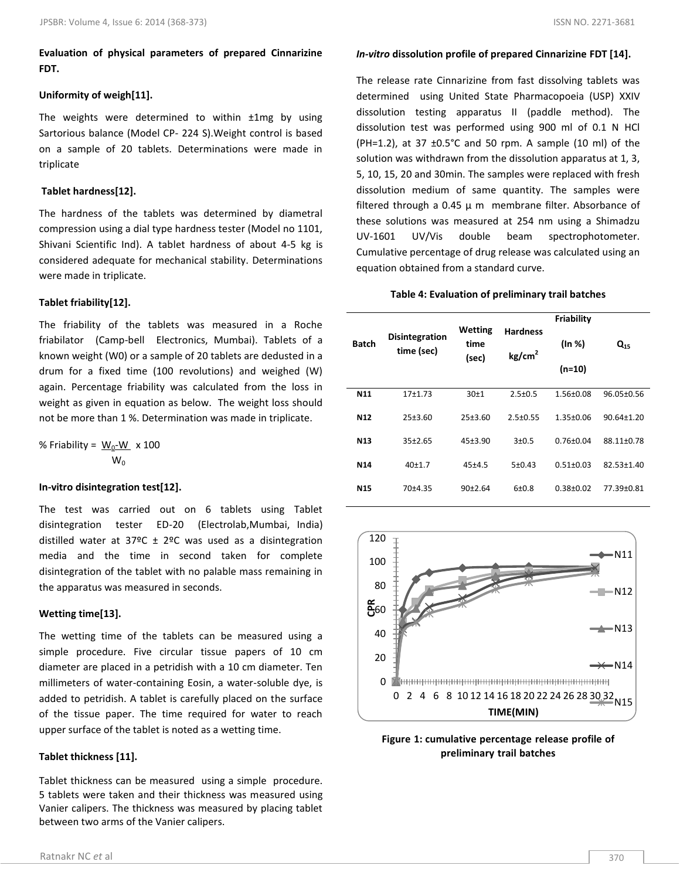**Evaluation of physical parameters of prepared Cinnarizine FDT.**

**Uniformity of weigh[11].**

The weights were determined to within ±1mg by using Sartorious balance (Model CP- 224 S).Weight control is based on a sample of 20 tablets. Determinations were made in triplicate

**Tablet hardness[12].**

The hardness of the tablets was determined by diametral compression using a dial type hardness tester (Model no 1101, Shivani Scientific Ind). A tablet hardness of about 4-5 kg is considered adequate for mechanical stability. Determinations were made in triplicate.

**Tablet friability[12].**

The friability of the tablets was measured in a Roche friabilator (Camp-bell Electronics, Mumbai). Tablets of a known weight (W0) or a sample of 20 tablets are dedusted in a drum for a fixed time (100 revolutions) and weighed (W) again. Percentage friability was calculated from the loss in weight as given in equation as below. The weight loss should not be more than 1 %. Determination was made in triplicate.

$$\% \text{ Friability} = \frac{W_0 - W}{W_0} \times 100$$

**In-vitro disintegration test[12].**

The test was carried out on 6 tablets using Tablet disintegration tester ED-20 (Electrolab,Mumbai, India) distilled water at 37ºC ± 2ºC was used as a disintegration media and the time in second taken for complete disintegration of the tablet with no palable mass remaining in the apparatus was measured in seconds.

**Wetting time[13].**

The wetting time of the tablets can be measured using a simple procedure. Five circular tissue papers of 10 cm diameter are placed in a petridish with a 10 cm diameter. Ten millimeters of water-containing Eosin, a water-soluble dye, is added to petridish. A tablet is carefully placed on the surface of the tissue paper. The time required for water to reach upper surface of the tablet is noted as a wetting time.

**Tablet thickness [11].**

Tablet thickness can be measured using a simple procedure. 5 tablets were taken and their thickness was measured using Vanier calipers. The thickness was measured by placing tablet between two arms of the Vanier calipers.

***In-vitro* dissolution profile of prepared Cinnarizine FDT [14].**

The release rate Cinnarizine from fast dissolving tablets was determined using United State Pharmacopoeia (USP) XXIV dissolution testing apparatus II (paddle method). The dissolution test was performed using 900 ml of 0.1 N HCl (PH=1.2), at 37 ±0.5°C and 50 rpm. A sample (10 ml) of the solution was withdrawn from the dissolution apparatus at 1, 3, 5, 10, 15, 20 and 30min. The samples were replaced with fresh dissolution medium of same quantity. The samples were filtered through a 0.45 µ m membrane filter. Absorbance of these solutions was measured at 254 nm using a Shimadzu UV-1601 UV/Vis double beam spectrophotometer. Cumulative percentage of drug release was calculated using an equation obtained from a standard curve.

**Table 4: Evaluation of preliminary trail batches**

| Batch | Disintegration time (sec) | Wetting time (sec) | Hardness $kg/cm^2$ | Friability (In %) (n=10) | $Q_{15}$ |
|---|---|---|---|---|---|
| N11 | 17±1.73 | 30±1 | 2.5±0.5 | 1.56±0.08 | 96.05±0.56 |
| N12 | 25±3.60 | 25±3.60 | 2.5±0.55 | 1.35±0.06 | 90.64±1.20 |
| N13 | 35±2.65 | 45±3.90 | 3±0.5 | 0.76±0.04 | 88.11±0.78 |
| N14 | 40±1.7 | 45±4.5 | 5±0.43 | 0.51±0.03 | 82.53±1.40 |
| N15 | 70±4.35 | 90±2.64 | 6±0.8 | 0.38±0.02 | 77.39±0.81 |

**Figure 1: cumulative percentage release profile of preliminary trail batches**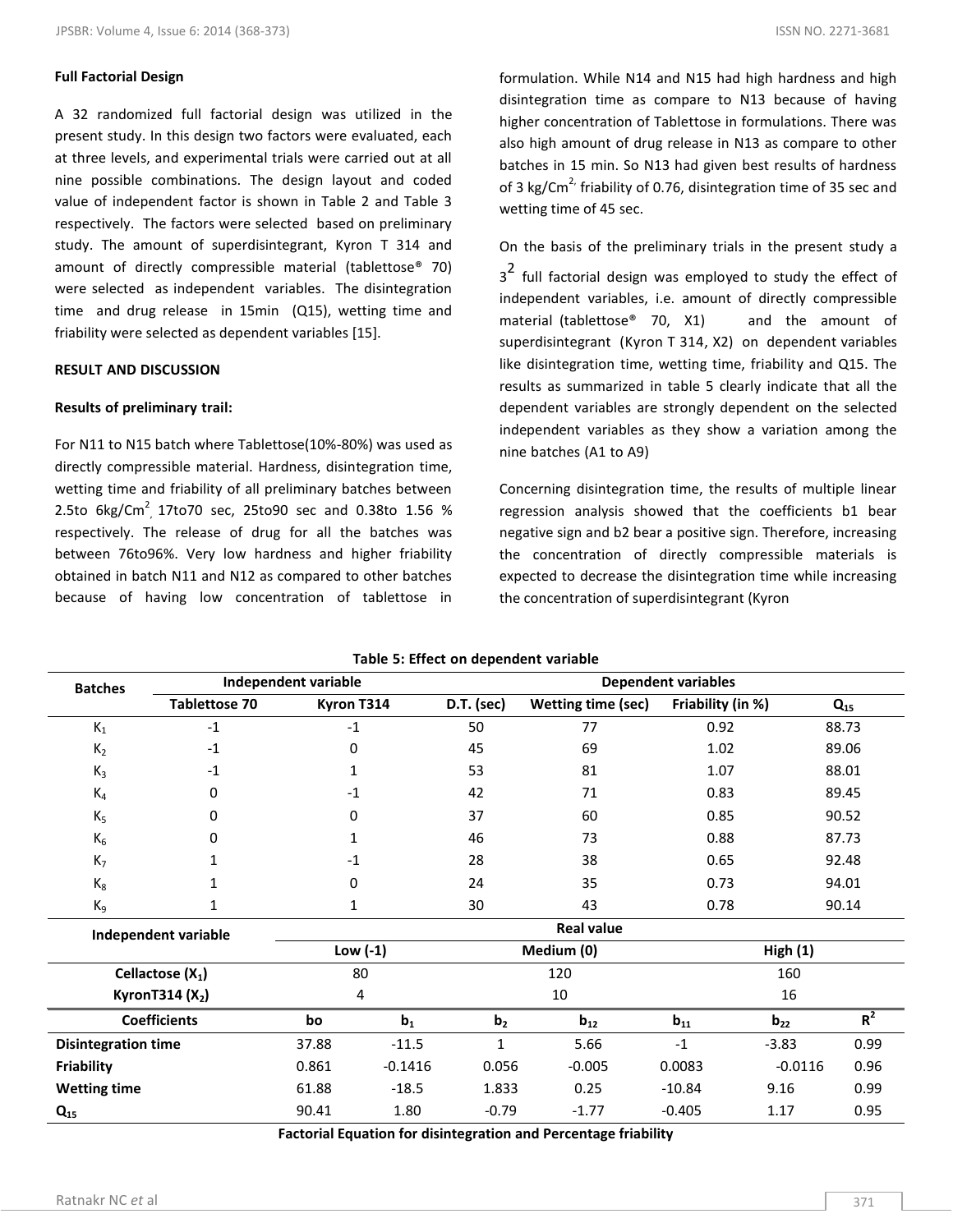### Full Factorial Design

A 32 randomized full factorial design was utilized in the present study. In this design two factors were evaluated, each at three levels, and experimental trials were carried out at all nine possible combinations. The design layout and coded value of independent factor is shown in Table 2 and Table 3 respectively. The factors were selected based on preliminary study. The amount of superdisintegrant, Kyron T 314 and amount of directly compressible material (tablettose® 70) were selected as independent variables. The disintegration time and drug release in 15min (Q15), wetting time and friability were selected as dependent variables [15].

### RESULT AND DISCUSSION

### Results of preliminary trail:

For N11 to N15 batch where Tablettose(10%-80%) was used as directly compressible material. Hardness, disintegration time, wetting time and friability of all preliminary batches between 2.5to 6kg/Cm$^2$, 17to70 sec, 25to90 sec and 0.38to 1.56 % respectively. The release of drug for all the batches was between 76to96%. Very low hardness and higher friability obtained in batch N11 and N12 as compared to other batches because of having low concentration of tablettose in formulation. While N14 and N15 had high hardness and high disintegration time as compare to N13 because of having higher concentration of Tablettose in formulations. There was also high amount of drug release in N13 as compare to other batches in 15 min. So N13 had given best results of hardness of 3 kg/Cm$^2$, friability of 0.76, disintegration time of 35 sec and wetting time of 45 sec.

On the basis of the preliminary trials in the present study a $3^2$ full factorial design was employed to study the effect of independent variables, i.e. amount of directly compressible material (tablettose® 70, X1) and the amount of superdisintegrant (Kyron T 314, X2) on dependent variables like disintegration time, wetting time, friability and Q15. The results as summarized in table 5 clearly indicate that all the dependent variables are strongly dependent on the selected independent variables as they show a variation among the nine batches (A1 to A9)

Concerning disintegration time, the results of multiple linear regression analysis showed that the coefficients b1 bear negative sign and b2 bear a positive sign. Therefore, increasing the concentration of directly compressible materials is expected to decrease the disintegration time while increasing the concentration of superdisintegrant (Kyron

**Table 5: Effect on dependent variable**

| Batches | Independent variable | | Dependent variables | | | |
|---|---|---|---|---|---|---|
| | Tablettose 70 | Kyron T314 | D.T. (sec) | Wetting time (sec) | Friability (in %) | $Q_{15}$ |
| $K_1$ | -1 | -1 | 50 | 77 | 0.92 | 88.73 |
| $K_2$ | -1 | 0 | 45 | 69 | 1.02 | 89.06 |
| $K_3$ | -1 | 1 | 53 | 81 | 1.07 | 88.01 |
| $K_4$ | 0 | -1 | 42 | 71 | 0.83 | 89.45 |
| $K_5$ | 0 | 0 | 37 | 60 | 0.85 | 90.52 |
| $K_6$ | 0 | 1 | 46 | 73 | 0.88 | 87.73 |
| $K_7$ | 1 | -1 | 28 | 38 | 0.65 | 92.48 |
| $K_8$ | 1 | 0 | 24 | 35 | 0.73 | 94.01 |
| $K_9$ | 1 | 1 | 30 | 43 | 0.78 | 90.14 |

| Independent variable | Real value | | |
|---|---|---|---|
| | Low (-1) | Medium (0) | High (1) |
| Cellactose ($X_1$) | 80 | 120 | 160 |
| KyronT314 ($X_2$) | 4 | 10 | 16 |

| Coefficients | bo | $b_1$ | $b_2$ | $b_{12}$ | $b_{11}$ | $b_{22}$ | $R^2$ |
|---|---|---|---|---|---|---|---|
| Disintegration time | 37.88 | -11.5 | 1 | 5.66 | -1 | -3.83 | 0.99 |
| Friability | 0.861 | -0.1416 | 0.056 | -0.005 | 0.0083 | -0.0116 | 0.96 |
| Wetting time | 61.88 | -18.5 | 1.833 | 0.25 | -10.84 | 9.16 | 0.99 |
| $Q_{15}$ | 90.41 | 1.80 | -0.79 | -1.77 | -0.405 | 1.17 | 0.95 |

**Factorial Equation for disintegration and Percentage friability**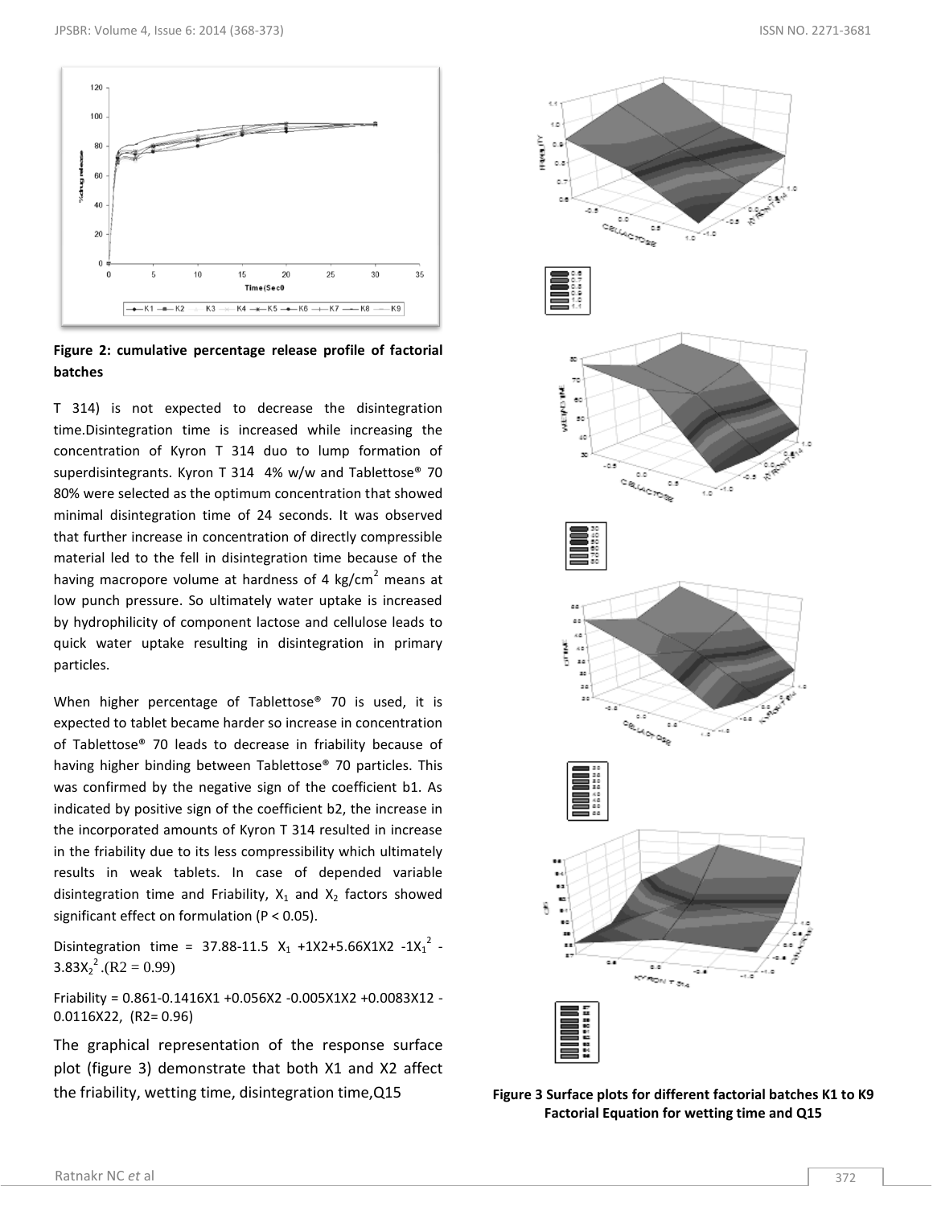Figure 2: cumulative percentage release profile of factorial batches

T 314) is not expected to decrease the disintegration time.Disintegration time is increased while increasing the concentration of Kyron T 314 duo to lump formation of superdisintegrants. Kyron T 314 4% w/w and Tablettose® 70 80% were selected as the optimum concentration that showed minimal disintegration time of 24 seconds. It was observed that further increase in concentration of directly compressible material led to the fell in disintegration time because of the having macropore volume at hardness of 4 kg/cm$^2$ means at low punch pressure. So ultimately water uptake is increased by hydrophilicity of component lactose and cellulose leads to quick water uptake resulting in disintegration in primary particles.

When higher percentage of Tablettose® 70 is used, it is expected to tablet became harder so increase in concentration of Tablettose® 70 leads to decrease in friability because of having higher binding between Tablettose® 70 particles. This was confirmed by the negative sign of the coefficient b1. As indicated by positive sign of the coefficient b2, the increase in the incorporated amounts of Kyron T 314 resulted in increase in the friability due to its less compressibility which ultimately results in weak tablets. In case of depended variable disintegration time and Friability, $X_1$ and $X_2$ factors showed significant effect on formulation ($P < 0.05$).

Disintegration time = $37.88 - 11.5\ X_1 + 1X_2 + 5.66X_1X_2 - 1X_1^2 - 3.83X_2^2$ .($R^2 = 0.99$)

Friability = $0.861 - 0.1416X_1 + 0.056X_2 - 0.005X_1X_2 + 0.0083X_1^2 - 0.0116X_2^2$, ($R^2 = 0.96$)

The graphical representation of the response surface plot (figure 3) demonstrate that both X1 and X2 affect the friability, wetting time, disintegration time,Q15

Figure 3 Surface plots for different factorial batches K1 to K9 Factorial Equation for wetting time and Q15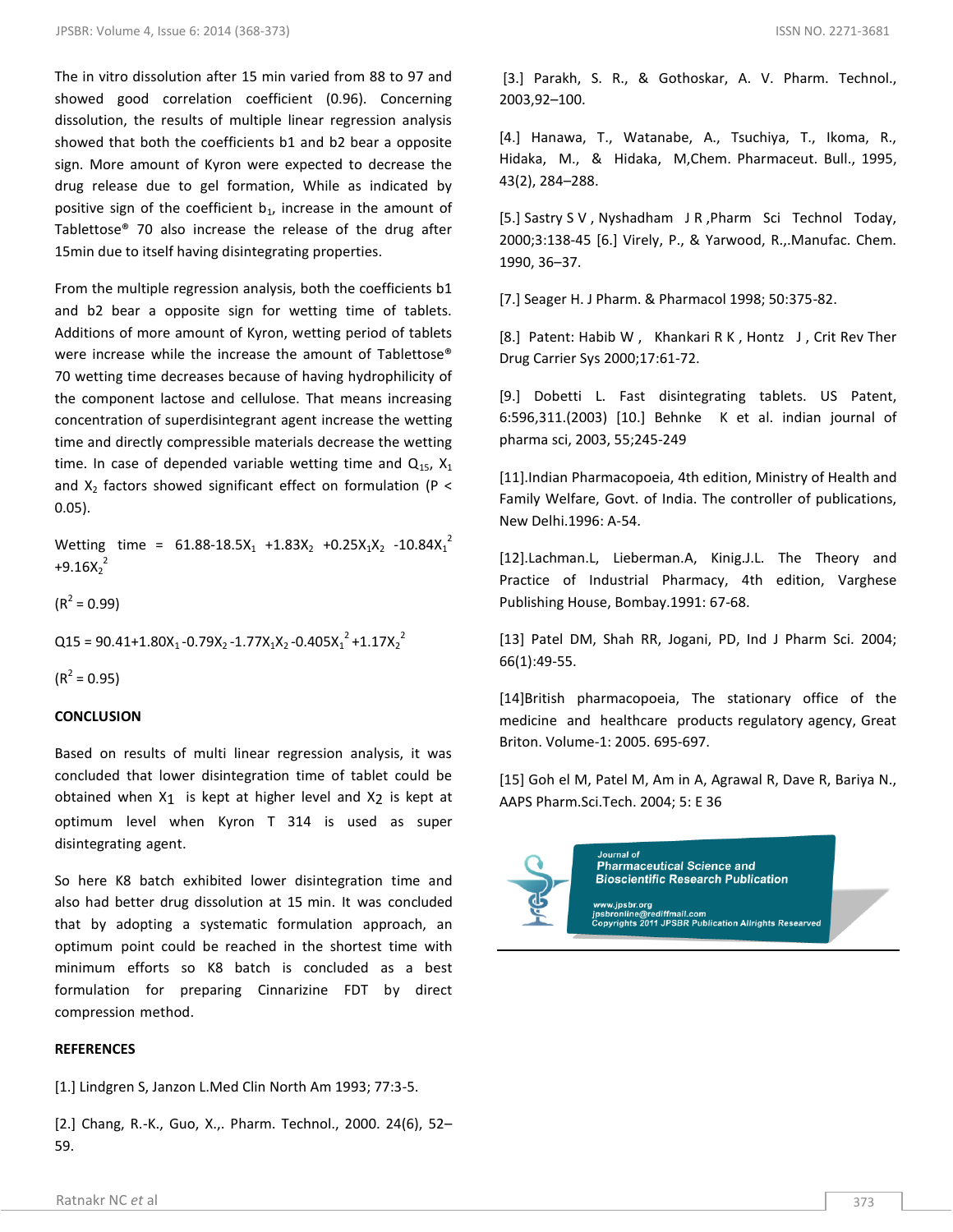The in vitro dissolution after 15 min varied from 88 to 97 and showed good correlation coefficient (0.96). Concerning dissolution, the results of multiple linear regression analysis showed that both the coefficients b1 and b2 bear a opposite sign. More amount of Kyron were expected to decrease the drug release due to gel formation, While as indicated by positive sign of the coefficient $b_1$, increase in the amount of Tablettose® 70 also increase the release of the drug after 15min due to itself having disintegrating properties.

From the multiple regression analysis, both the coefficients b1 and b2 bear a opposite sign for wetting time of tablets. Additions of more amount of Kyron, wetting period of tablets were increase while the increase the amount of Tablettose® 70 wetting time decreases because of having hydrophilicity of the component lactose and cellulose. That means increasing concentration of superdisintegrant agent increase the wetting time and directly compressible materials decrease the wetting time. In case of depended variable wetting time and $Q_{15}$, $X_1$ and $X_2$ factors showed significant effect on formulation ($P < 0.05$).

$$\text{Wetting time} = 61.88 - 18.5X_1 + 1.83X_2 + 0.25X_1X_2 - 10.84X_1^2 + 9.16X_2^2$$

$(R^2 = 0.99)$

$$Q15 = 90.41 + 1.80X_1 - 0.79X_2 - 1.77X_1X_2 - 0.405X_1^2 + 1.17X_2^2$$

$(R^2 = 0.95)$

## CONCLUSION

Based on results of multi linear regression analysis, it was concluded that lower disintegration time of tablet could be obtained when $X_1$ is kept at higher level and $X_2$ is kept at optimum level when Kyron T 314 is used as super disintegrating agent.

So here K8 batch exhibited lower disintegration time and also had better drug dissolution at 15 min. It was concluded that by adopting a systematic formulation approach, an optimum point could be reached in the shortest time with minimum efforts so K8 batch is concluded as a best formulation for preparing Cinnarizine FDT by direct compression method.

## REFERENCES

[1.] Lindgren S, Janzon L.Med Clin North Am 1993; 77:3-5.

[2.] Chang, R.-K., Guo, X.,. Pharm. Technol., 2000. 24(6), 52–59.

[3.] Parakh, S. R., & Gothoskar, A. V. Pharm. Technol., 2003,92–100.

[4.] Hanawa, T., Watanabe, A., Tsuchiya, T., Ikoma, R., Hidaka, M., & Hidaka, M,Chem. Pharmaceut. Bull., 1995, 43(2), 284–288.

[5.] Sastry S V , Nyshadham J R ,Pharm Sci Technol Today, 2000;3:138-45 [6.] Virely, P., & Yarwood, R.,.Manufac. Chem. 1990, 36–37.

[7.] Seager H. J Pharm. & Pharmacol 1998; 50:375-82.

[8.] Patent: Habib W , Khankari R K , Hontz J , Crit Rev Ther Drug Carrier Sys 2000;17:61-72.

[9.] Dobetti L. Fast disintegrating tablets. US Patent, 6:596,311.(2003) [10.] Behnke K et al. indian journal of pharma sci, 2003, 55;245-249

[11].Indian Pharmacopoeia, 4th edition, Ministry of Health and Family Welfare, Govt. of India. The controller of publications, New Delhi.1996: A-54.

[12].Lachman.L, Lieberman.A, Kinig.J.L. The Theory and Practice of Industrial Pharmacy, 4th edition, Varghese Publishing House, Bombay.1991: 67-68.

[13] Patel DM, Shah RR, Jogani, PD, Ind J Pharm Sci. 2004; 66(1):49-55.

[14]British pharmacopoeia, The stationary office of the medicine and healthcare products regulatory agency, Great Briton. Volume-1: 2005. 695-697.

[15] Goh el M, Patel M, Am in A, Agrawal R, Dave R, Bariya N., AAPS Pharm.Sci.Tech. 2004; 5: E 36

Journal of
Pharmaceutical Science and
Bioscientific Research Publication
www.jpsbr.org
jpsbronline@rediffmail.com
Copyrights 2011 JPSBR Publication Allrights Researved